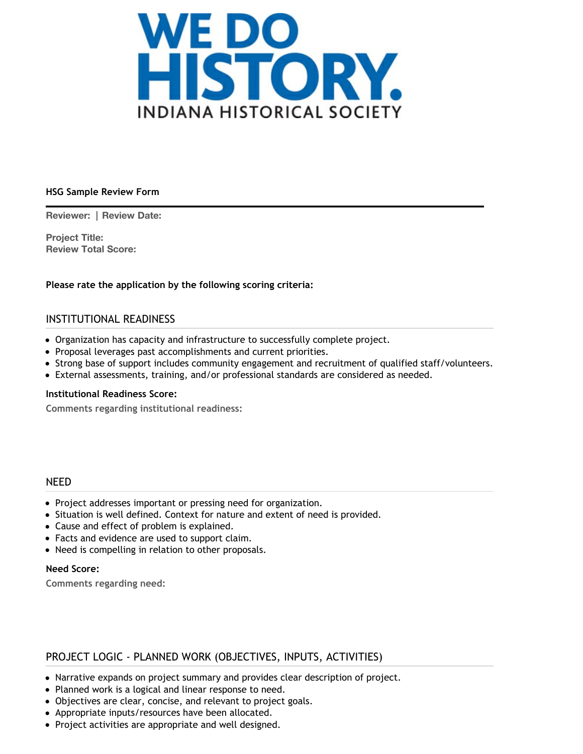WE DO HISTORY.
INDIANA HISTORICAL SOCIETY

**HSG Sample Review Form**

---

**Reviewer: | Review Date:**

**Project Title:**
**Review Total Score:**

**Please rate the application by the following scoring criteria:**

## INSTITUTIONAL READINESS

- Organization has capacity and infrastructure to successfully complete project.
- Proposal leverages past accomplishments and current priorities.
- Strong base of support includes community engagement and recruitment of qualified staff/volunteers.
- External assessments, training, and/or professional standards are considered as needed.

**Institutional Readiness Score:**

**Comments regarding institutional readiness:**

## NEED

- Project addresses important or pressing need for organization.
- Situation is well defined. Context for nature and extent of need is provided.
- Cause and effect of problem is explained.
- Facts and evidence are used to support claim.
- Need is compelling in relation to other proposals.

**Need Score:**

**Comments regarding need:**

## PROJECT LOGIC - PLANNED WORK (OBJECTIVES, INPUTS, ACTIVITIES)

- Narrative expands on project summary and provides clear description of project.
- Planned work is a logical and linear response to need.
- Objectives are clear, concise, and relevant to project goals.
- Appropriate inputs/resources have been allocated.
- Project activities are appropriate and well designed.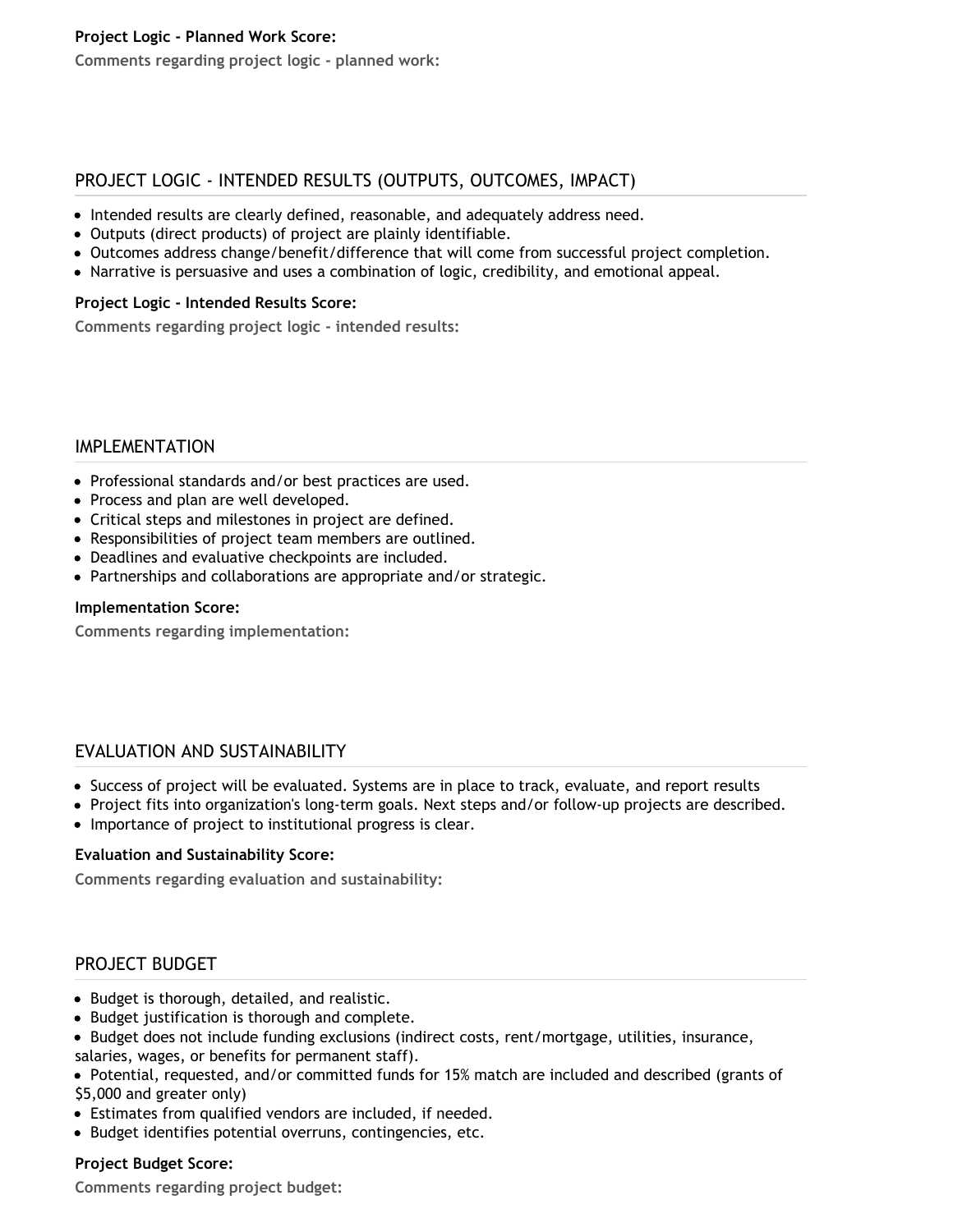**Project Logic - Planned Work Score:**

**Comments regarding project logic - planned work:**

## PROJECT LOGIC - INTENDED RESULTS (OUTPUTS, OUTCOMES, IMPACT)

- Intended results are clearly defined, reasonable, and adequately address need.
- Outputs (direct products) of project are plainly identifiable.
- Outcomes address change/benefit/difference that will come from successful project completion.
- Narrative is persuasive and uses a combination of logic, credibility, and emotional appeal.

**Project Logic - Intended Results Score:**

**Comments regarding project logic - intended results:**

## IMPLEMENTATION

- Professional standards and/or best practices are used.
- Process and plan are well developed.
- Critical steps and milestones in project are defined.
- Responsibilities of project team members are outlined.
- Deadlines and evaluative checkpoints are included.
- Partnerships and collaborations are appropriate and/or strategic.

**Implementation Score:**

**Comments regarding implementation:**

## EVALUATION AND SUSTAINABILITY

- Success of project will be evaluated. Systems are in place to track, evaluate, and report results
- Project fits into organization's long-term goals. Next steps and/or follow-up projects are described.
- Importance of project to institutional progress is clear.

**Evaluation and Sustainability Score:**

**Comments regarding evaluation and sustainability:**

## PROJECT BUDGET

- Budget is thorough, detailed, and realistic.
- Budget justification is thorough and complete.
- Budget does not include funding exclusions (indirect costs, rent/mortgage, utilities, insurance, salaries, wages, or benefits for permanent staff).
- Potential, requested, and/or committed funds for 15% match are included and described (grants of $5,000 and greater only)
- Estimates from qualified vendors are included, if needed.
- Budget identifies potential overruns, contingencies, etc.

**Project Budget Score:**

**Comments regarding project budget:**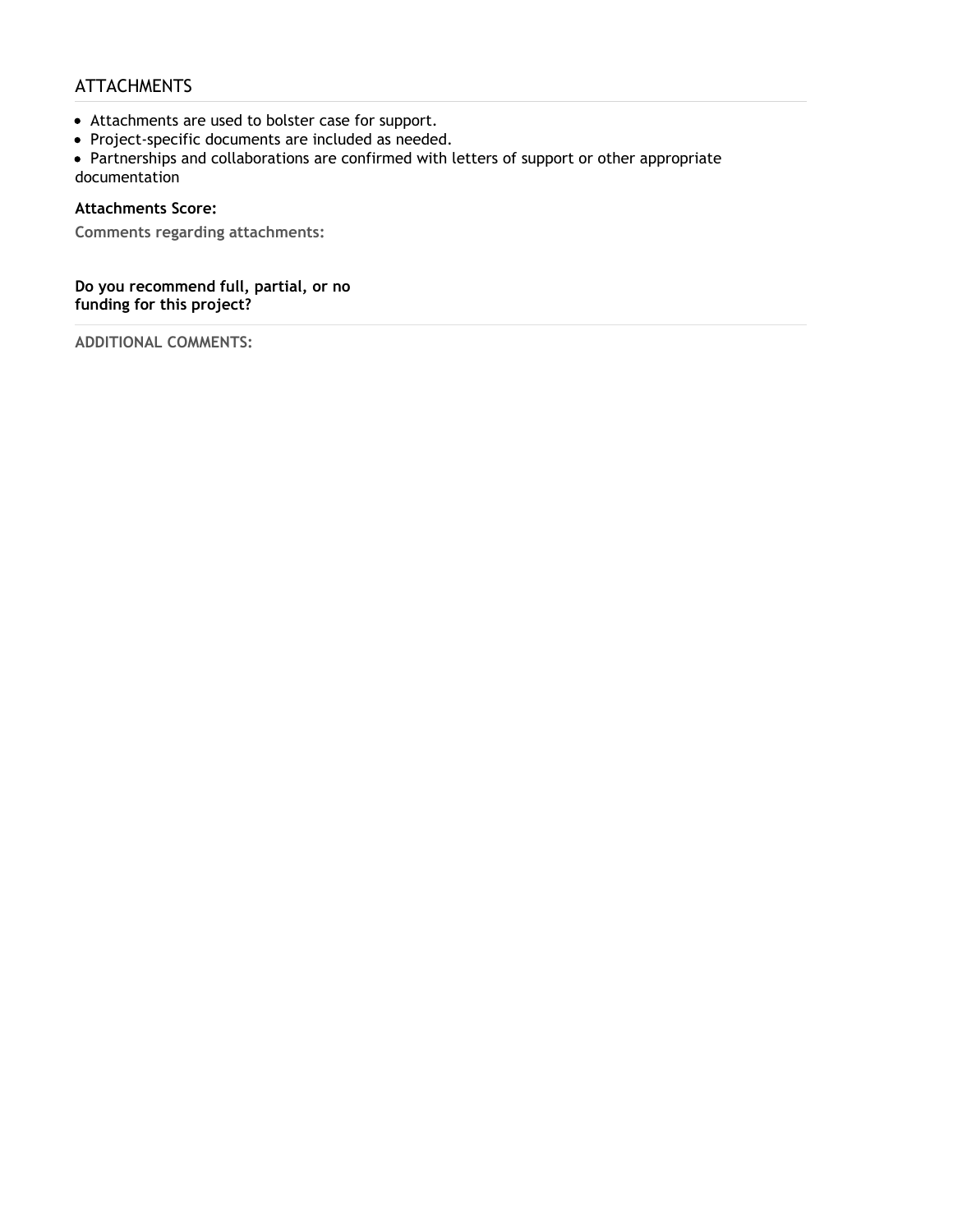## ATTACHMENTS

- Attachments are used to bolster case for support.
- Project-specific documents are included as needed.
- Partnerships and collaborations are confirmed with letters of support or other appropriate documentation

**Attachments Score:**

**Comments regarding attachments:**

**Do you recommend full, partial, or no funding for this project?**

---

**ADDITIONAL COMMENTS:**